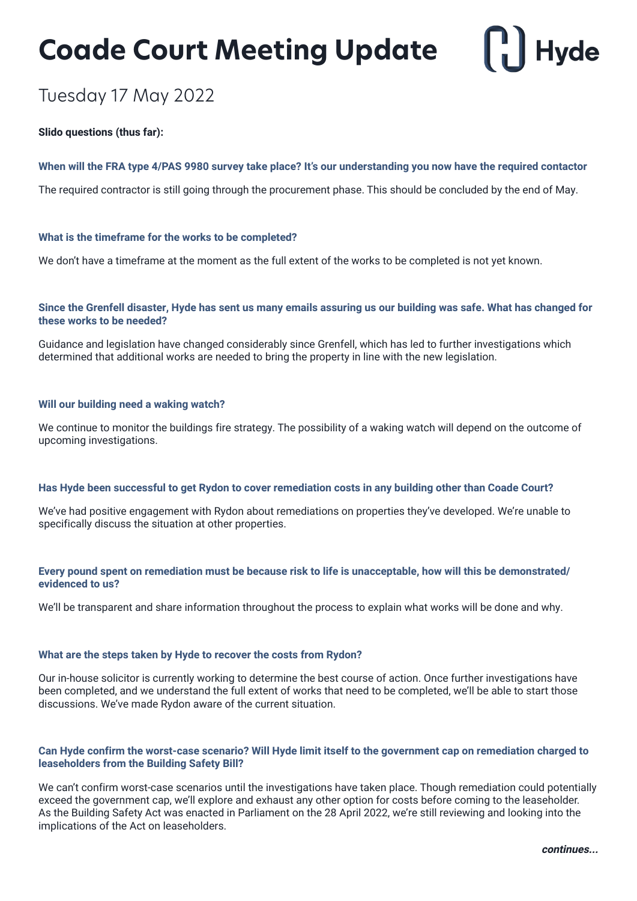# Coade Court Meeting Update

Hyde

## Tuesday 17 May 2022

**Slido questions (thus far):**

**When will the FRA type 4/PAS 9980 survey take place? It's our understanding you now have the required contactor**

The required contractor is still going through the procurement phase. This should be concluded by the end of May.

**What is the timeframe for the works to be completed?**

We don't have a timeframe at the moment as the full extent of the works to be completed is not yet known.

**Since the Grenfell disaster, Hyde has sent us many emails assuring us our building was safe. What has changed for these works to be needed?**

Guidance and legislation have changed considerably since Grenfell, which has led to further investigations which determined that additional works are needed to bring the property in line with the new legislation.

**Will our building need a waking watch?**

We continue to monitor the buildings fire strategy. The possibility of a waking watch will depend on the outcome of upcoming investigations.

**Has Hyde been successful to get Rydon to cover remediation costs in any building other than Coade Court?**

We've had positive engagement with Rydon about remediations on properties they've developed. We're unable to specifically discuss the situation at other properties.

**Every pound spent on remediation must be because risk to life is unacceptable, how will this be demonstrated/ evidenced to us?**

We'll be transparent and share information throughout the process to explain what works will be done and why.

**What are the steps taken by Hyde to recover the costs from Rydon?**

Our in-house solicitor is currently working to determine the best course of action. Once further investigations have been completed, and we understand the full extent of works that need to be completed, we'll be able to start those discussions. We've made Rydon aware of the current situation.

**Can Hyde confirm the worst-case scenario? Will Hyde limit itself to the government cap on remediation charged to leaseholders from the Building Safety Bill?**

We can't confirm worst-case scenarios until the investigations have taken place. Though remediation could potentially exceed the government cap, we'll explore and exhaust any other option for costs before coming to the leaseholder. As the Building Safety Act was enacted in Parliament on the 28 April 2022, we're still reviewing and looking into the implications of the Act on leaseholders.

***continues...***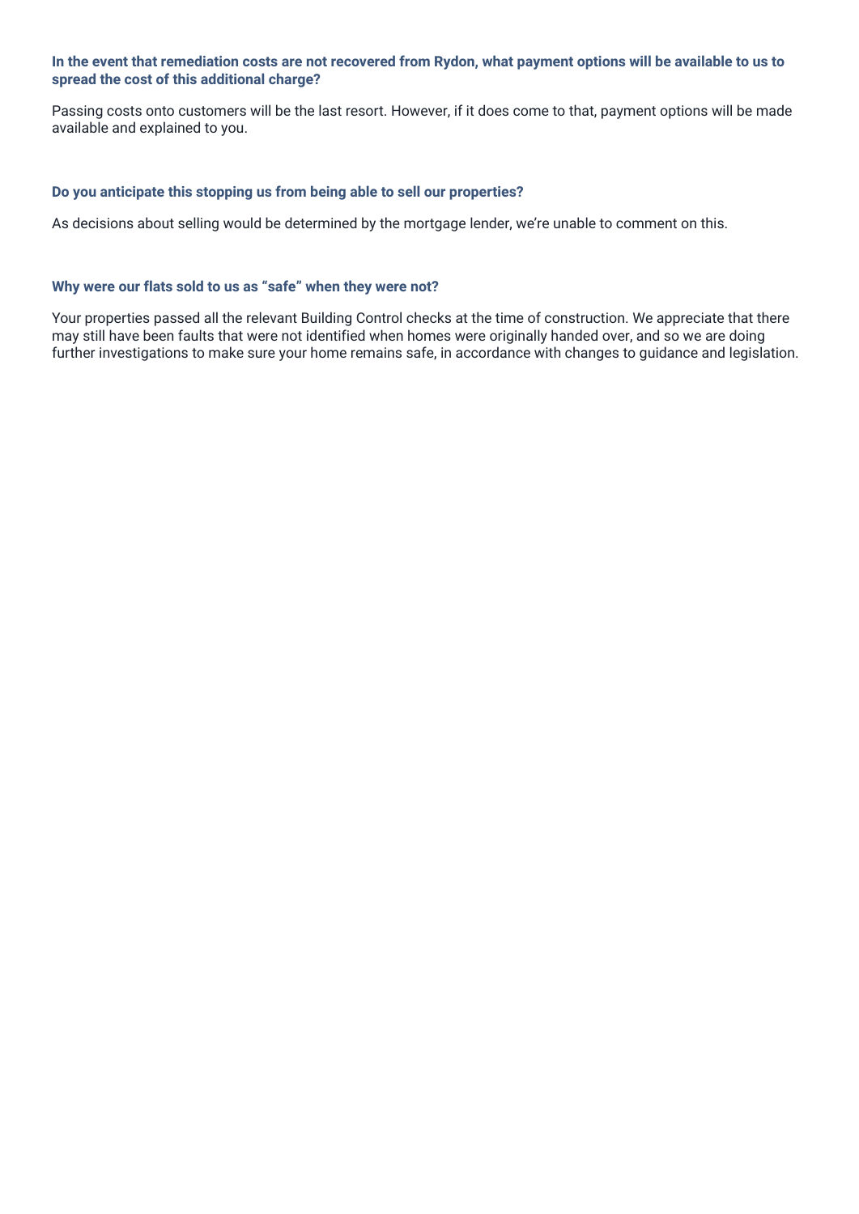**In the event that remediation costs are not recovered from Rydon, what payment options will be available to us to spread the cost of this additional charge?**

Passing costs onto customers will be the last resort. However, if it does come to that, payment options will be made available and explained to you.

**Do you anticipate this stopping us from being able to sell our properties?**

As decisions about selling would be determined by the mortgage lender, we're unable to comment on this.

**Why were our flats sold to us as "safe" when they were not?**

Your properties passed all the relevant Building Control checks at the time of construction. We appreciate that there may still have been faults that were not identified when homes were originally handed over, and so we are doing further investigations to make sure your home remains safe, in accordance with changes to guidance and legislation.